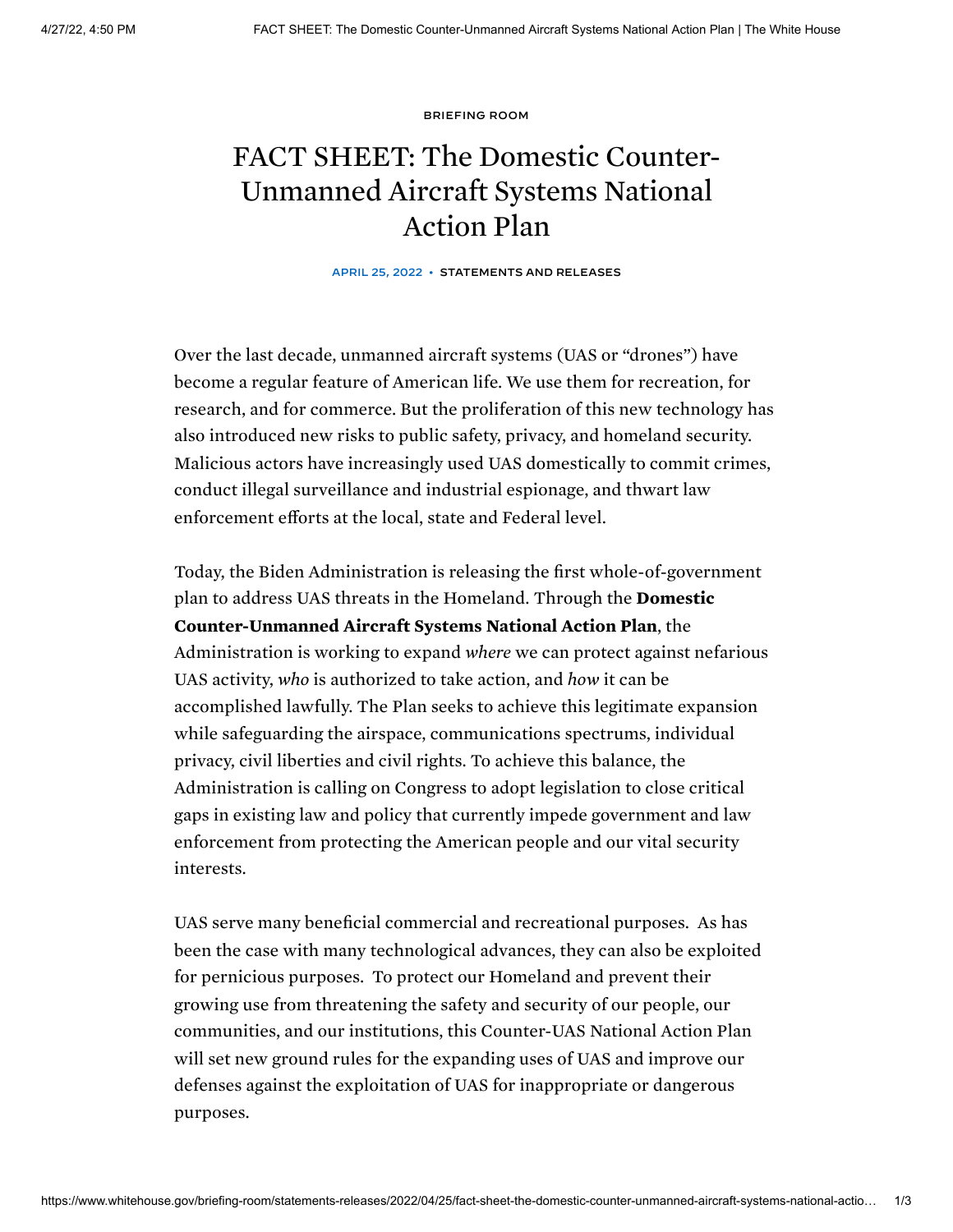BRIEFING ROOM

# FACT SHEET: The Domestic Counter-Unmanned Aircraft Systems National Action Plan

APRIL 25, 2022 • STATEMENTS AND RELEASES

Over the last decade, unmanned aircraft systems (UAS or "drones") have become a regular feature of American life. We use them for recreation, for research, and for commerce. But the proliferation of this new technology has also introduced new risks to public safety, privacy, and homeland security. Malicious actors have increasingly used UAS domestically to commit crimes, conduct illegal surveillance and industrial espionage, and thwart law enforcement efforts at the local, state and Federal level.

Today, the Biden Administration is releasing the first whole-of-government plan to address UAS threats in the Homeland. Through the **Domestic Counter-Unmanned Aircraft Systems National Action Plan**, the Administration is working to expand *where* we can protect against nefarious UAS activity, *who* is authorized to take action, and *how* it can be accomplished lawfully. The Plan seeks to achieve this legitimate expansion while safeguarding the airspace, communications spectrums, individual privacy, civil liberties and civil rights. To achieve this balance, the Administration is calling on Congress to adopt legislation to close critical gaps in existing law and policy that currently impede government and law enforcement from protecting the American people and our vital security interests.

UAS serve many beneficial commercial and recreational purposes. As has been the case with many technological advances, they can also be exploited for pernicious purposes. To protect our Homeland and prevent their growing use from threatening the safety and security of our people, our communities, and our institutions, this Counter-UAS National Action Plan will set new ground rules for the expanding uses of UAS and improve our defenses against the exploitation of UAS for inappropriate or dangerous purposes.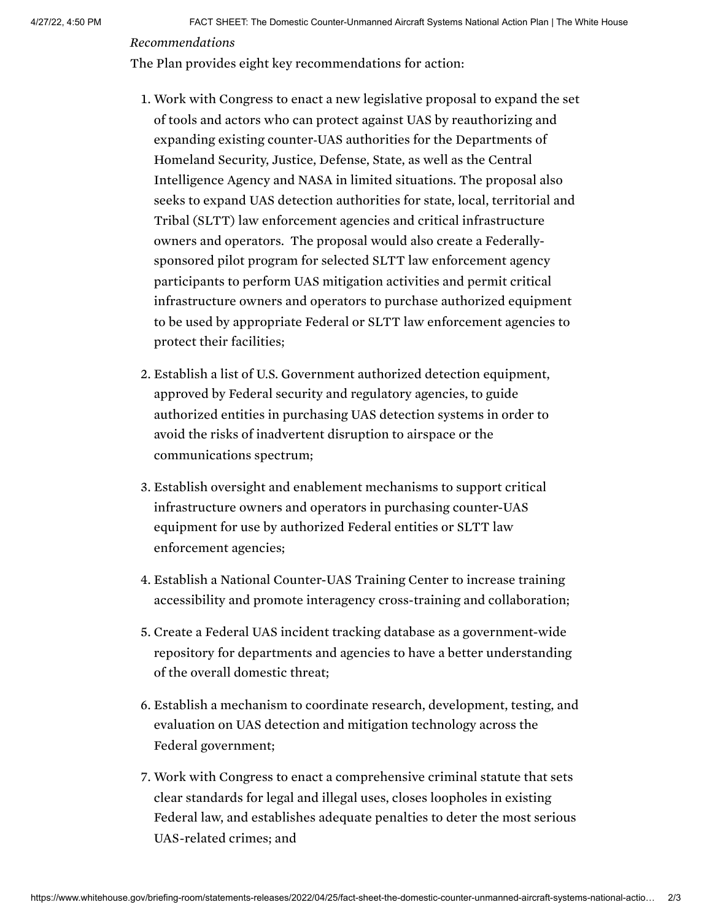*Recommendations*

The Plan provides eight key recommendations for action:

1. Work with Congress to enact a new legislative proposal to expand the set of tools and actors who can protect against UAS by reauthorizing and expanding existing counter-UAS authorities for the Departments of Homeland Security, Justice, Defense, State, as well as the Central Intelligence Agency and NASA in limited situations. The proposal also seeks to expand UAS detection authorities for state, local, territorial and Tribal (SLTT) law enforcement agencies and critical infrastructure owners and operators. The proposal would also create a Federally-sponsored pilot program for selected SLTT law enforcement agency participants to perform UAS mitigation activities and permit critical infrastructure owners and operators to purchase authorized equipment to be used by appropriate Federal or SLTT law enforcement agencies to protect their facilities;
2. Establish a list of U.S. Government authorized detection equipment, approved by Federal security and regulatory agencies, to guide authorized entities in purchasing UAS detection systems in order to avoid the risks of inadvertent disruption to airspace or the communications spectrum;
3. Establish oversight and enablement mechanisms to support critical infrastructure owners and operators in purchasing counter-UAS equipment for use by authorized Federal entities or SLTT law enforcement agencies;
4. Establish a National Counter-UAS Training Center to increase training accessibility and promote interagency cross-training and collaboration;
5. Create a Federal UAS incident tracking database as a government-wide repository for departments and agencies to have a better understanding of the overall domestic threat;
6. Establish a mechanism to coordinate research, development, testing, and evaluation on UAS detection and mitigation technology across the Federal government;
7. Work with Congress to enact a comprehensive criminal statute that sets clear standards for legal and illegal uses, closes loopholes in existing Federal law, and establishes adequate penalties to deter the most serious UAS-related crimes; and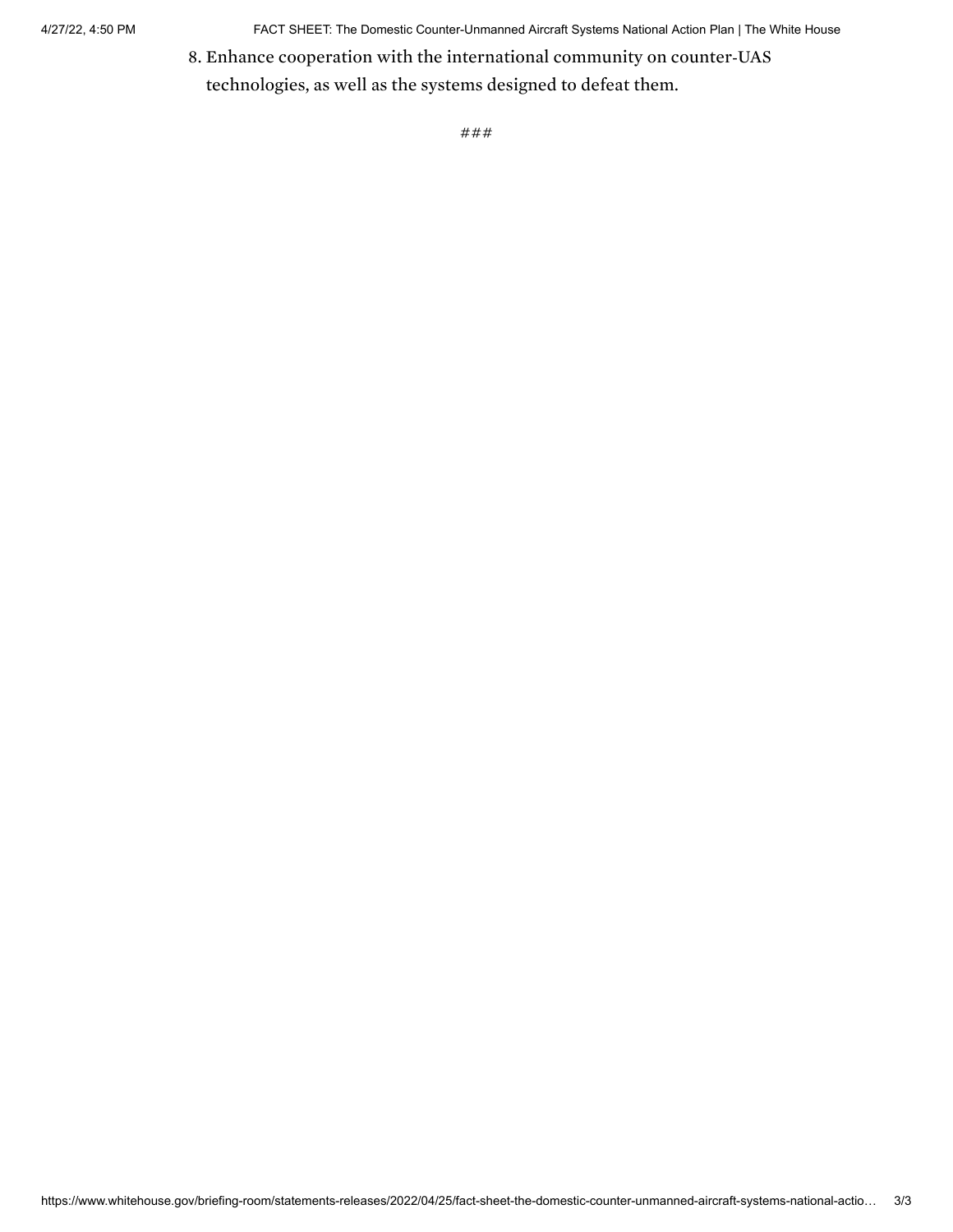8. Enhance cooperation with the international community on counter-UAS technologies, as well as the systems designed to defeat them.

###